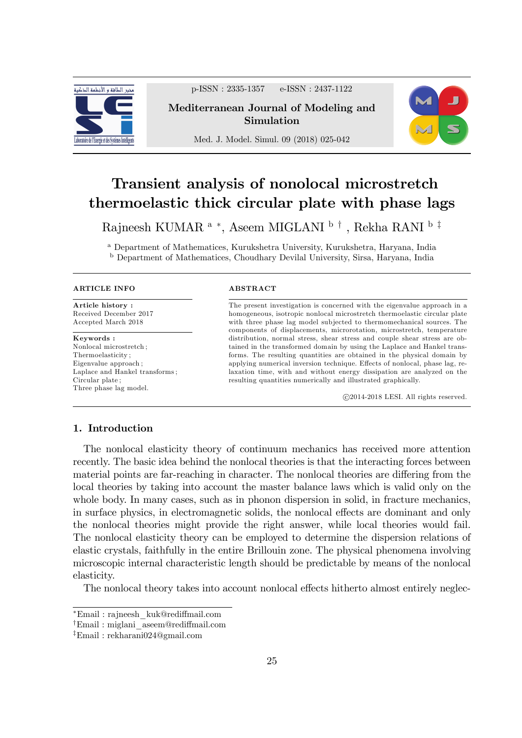# Transient analysis of nonolocal microstretch thermoelastic thick circular plate with phase lags

Rajneesh KUMAR [a] *, Aseem MIGLANI [b] †, Rekha RANI [b] ‡

[a] Department of Mathematices, Kurukshetra University, Kurukshetra, Haryana, India
[b] Department of Mathematices, Choudhary Devilal University, Sirsa, Haryana, India

**ARTICLE INFO**

**Article history :**
Received December 2017
Accepted March 2018

**Keywords :**
Nonlocal microstretch ;
Thermoelasticity ;
Eigenvalue approach ;
Laplace and Hankel transforms ;
Circular plate ;
Three phase lag model.

**ABSTRACT**

The present investigation is concerned with the eigenvalue approach in a homogeneous, isotropic nonlocal microstretch thermoelastic circular plate with three phase lag model subjected to thermomechanical sources. The components of displacements, microrotation, microstretch, temperature distribution, normal stress, shear stress and couple shear stress are obtained in the transformed domain by using the Laplace and Hankel transforms. The resulting quantities are obtained in the physical domain by applying numerical inversion technique. Effects of nonlocal, phase lag, relaxation time, with and without energy dissipation are analyzed on the resulting quantities numerically and illustrated graphically.

©2014-2018 LESI. All rights reserved.

## 1. Introduction

The nonlocal elasticity theory of continuum mechanics has received more attention recently. The basic idea behind the nonlocal theories is that the interacting forces between material points are far-reaching in character. The nonlocal theories are differing from the local theories by taking into account the master balance laws which is valid only on the whole body. In many cases, such as in phonon dispersion in solid, in fracture mechanics, in surface physics, in electromagnetic solids, the nonlocal effects are dominant and only the nonlocal theories might provide the right answer, while local theories would fail. The nonlocal elasticity theory can be employed to determine the dispersion relations of elastic crystals, faithfully in the entire Brillouin zone. The physical phenomena involving microscopic internal characteristic length should be predictable by means of the nonlocal elasticity.

The nonlocal theory takes into account nonlocal effects hitherto almost entirely neglec-

*Email : rajneesh_kuk@rediffmail.com
†Email : miglani_aseem@rediffmail.com
‡Email : rekharani024@gmail.com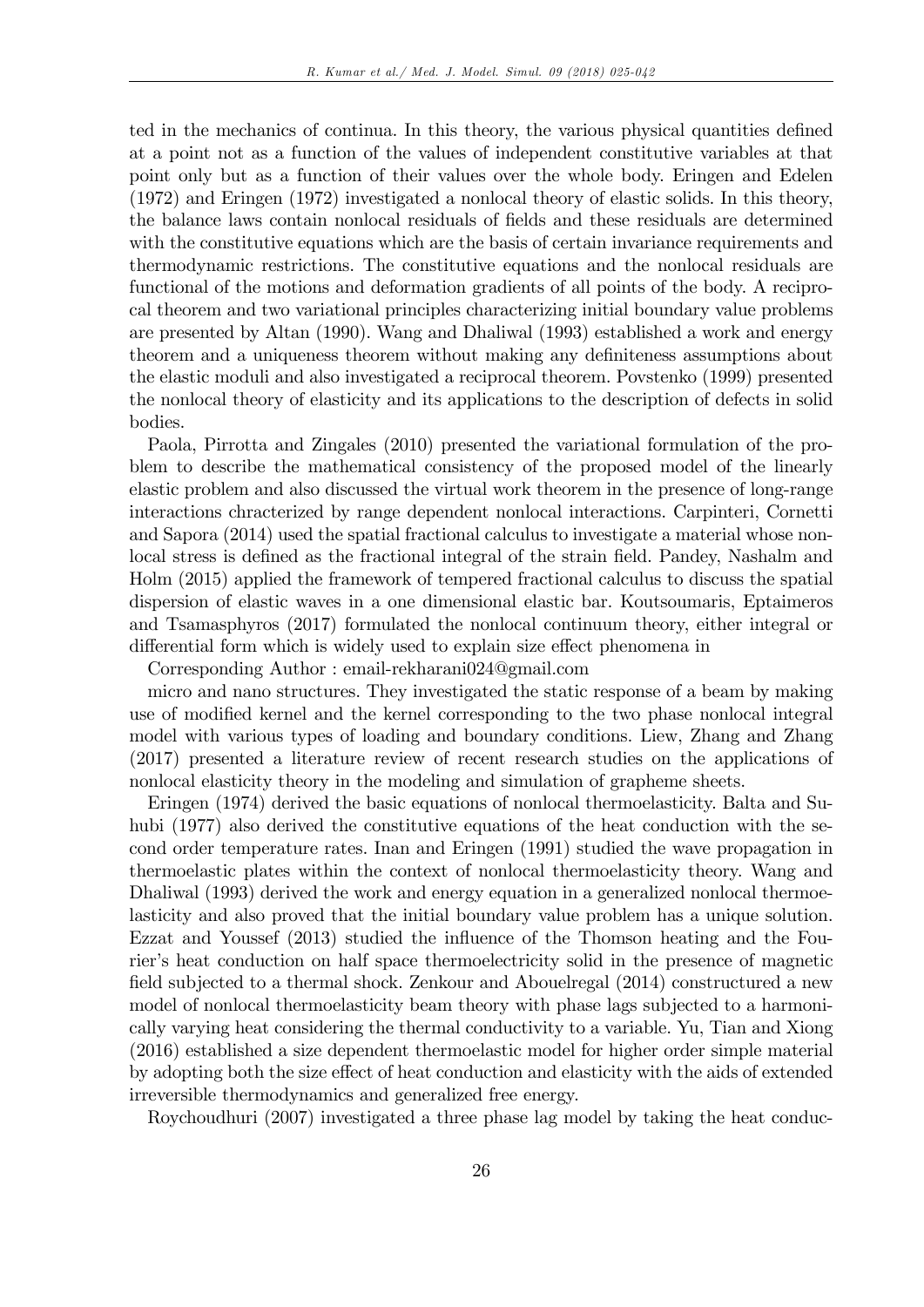ted in the mechanics of continua. In this theory, the various physical quantities defined at a point not as a function of the values of independent constitutive variables at that point only but as a function of their values over the whole body. Eringen and Edelen (1972) and Eringen (1972) investigated a nonlocal theory of elastic solids. In this theory, the balance laws contain nonlocal residuals of fields and these residuals are determined with the constitutive equations which are the basis of certain invariance requirements and thermodynamic restrictions. The constitutive equations and the nonlocal residuals are functional of the motions and deformation gradients of all points of the body. A reciprocal theorem and two variational principles characterizing initial boundary value problems are presented by Altan (1990). Wang and Dhaliwal (1993) established a work and energy theorem and a uniqueness theorem without making any definiteness assumptions about the elastic moduli and also investigated a reciprocal theorem. Povstenko (1999) presented the nonlocal theory of elasticity and its applications to the description of defects in solid bodies.

Paola, Pirrotta and Zingales (2010) presented the variational formulation of the problem to describe the mathematical consistency of the proposed model of the linearly elastic problem and also discussed the virtual work theorem in the presence of long-range interactions chracterized by range dependent nonlocal interactions. Carpinteri, Cornetti and Sapora (2014) used the spatial fractional calculus to investigate a material whose nonlocal stress is defined as the fractional integral of the strain field. Pandey, Nashalm and Holm (2015) applied the framework of tempered fractional calculus to discuss the spatial dispersion of elastic waves in a one dimensional elastic bar. Koutsoumaris, Eptaimeros and Tsamasphyros (2017) formulated the nonlocal continuum theory, either integral or differential form which is widely used to explain size effect phenomena in

Corresponding Author : email-rekharani024@gmail.com

micro and nano structures. They investigated the static response of a beam by making use of modified kernel and the kernel corresponding to the two phase nonlocal integral model with various types of loading and boundary conditions. Liew, Zhang and Zhang (2017) presented a literature review of recent research studies on the applications of nonlocal elasticity theory in the modeling and simulation of grapheme sheets.

Eringen (1974) derived the basic equations of nonlocal thermoelasticity. Balta and Suhubi (1977) also derived the constitutive equations of the heat conduction with the second order temperature rates. Inan and Eringen (1991) studied the wave propagation in thermoelastic plates within the context of nonlocal thermoelasticity theory. Wang and Dhaliwal (1993) derived the work and energy equation in a generalized nonlocal thermoelasticity and also proved that the initial boundary value problem has a unique solution. Ezzat and Youssef (2013) studied the influence of the Thomson heating and the Fourier's heat conduction on half space thermoelectricity solid in the presence of magnetic field subjected to a thermal shock. Zenkour and Abouelregal (2014) constructured a new model of nonlocal thermoelasticity beam theory with phase lags subjected to a harmonically varying heat considering the thermal conductivity to a variable. Yu, Tian and Xiong (2016) established a size dependent thermoelastic model for higher order simple material by adopting both the size effect of heat conduction and elasticity with the aids of extended irreversible thermodynamics and generalized free energy.

Roychoudhuri (2007) investigated a three phase lag model by taking the heat conduc-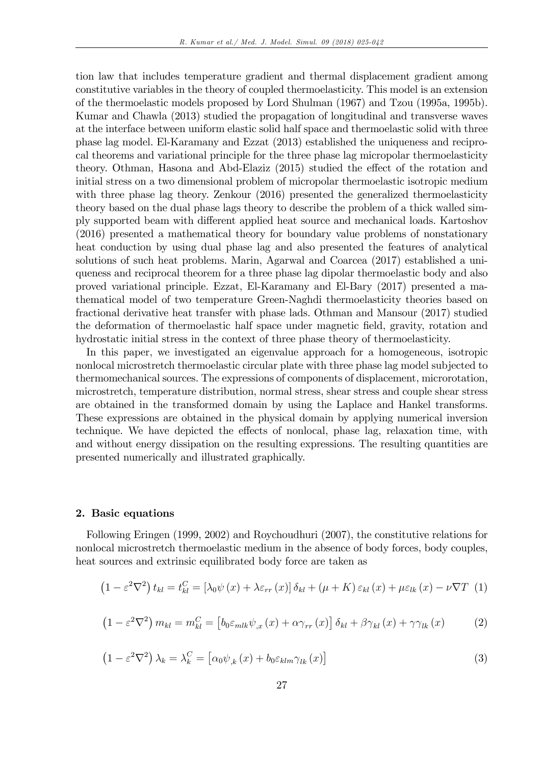tion law that includes temperature gradient and thermal displacement gradient among constitutive variables in the theory of coupled thermoelasticity. This model is an extension of the thermoelastic models proposed by Lord Shulman (1967) and Tzou (1995a, 1995b). Kumar and Chawla (2013) studied the propagation of longitudinal and transverse waves at the interface between uniform elastic solid half space and thermoelastic solid with three phase lag model. El-Karamany and Ezzat (2013) established the uniqueness and reciprocal theorems and variational principle for the three phase lag micropolar thermoelasticity theory. Othman, Hasona and Abd-Elaziz (2015) studied the effect of the rotation and initial stress on a two dimensional problem of micropolar thermoelastic isotropic medium with three phase lag theory. Zenkour (2016) presented the generalized thermoelasticity theory based on the dual phase lags theory to describe the problem of a thick walled simply supported beam with different applied heat source and mechanical loads. Kartoshov (2016) presented a mathematical theory for boundary value problems of nonstationary heat conduction by using dual phase lag and also presented the features of analytical solutions of such heat problems. Marin, Agarwal and Coarcea (2017) established a uniqueness and reciprocal theorem for a three phase lag dipolar thermoelastic body and also proved variational principle. Ezzat, El-Karamany and El-Bary (2017) presented a mathematical model of two temperature Green-Naghdi thermoelasticity theories based on fractional derivative heat transfer with phase lads. Othman and Mansour (2017) studied the deformation of thermoelastic half space under magnetic field, gravity, rotation and hydrostatic initial stress in the context of three phase theory of thermoelasticity.

In this paper, we investigated an eigenvalue approach for a homogeneous, isotropic nonlocal microstretch thermoelastic circular plate with three phase lag model subjected to thermomechanical sources. The expressions of components of displacement, microrotation, microstretch, temperature distribution, normal stress, shear stress and couple shear stress are obtained in the transformed domain by using the Laplace and Hankel transforms. These expressions are obtained in the physical domain by applying numerical inversion technique. We have depicted the effects of nonlocal, phase lag, relaxation time, with and without energy dissipation on the resulting expressions. The resulting quantities are presented numerically and illustrated graphically.

## 2. Basic equations

Following Eringen (1999, 2002) and Roychoudhuri (2007), the constitutive relations for nonlocal microstretch thermoelastic medium in the absence of body forces, body couples, heat sources and extrinsic equilibrated body force are taken as

$$\left(1-\varepsilon^2\nabla^2\right)t_{kl}=t_{kl}^C=\left[\lambda_0\psi\left(x\right)+\lambda\varepsilon_{rr}\left(x\right)\right]\delta_{kl}+\left(\mu+K\right)\varepsilon_{kl}\left(x\right)+\mu\varepsilon_{lk}\left(x\right)-\nu\nabla T \quad (1)$$

$$\left(1-\varepsilon^2\nabla^2\right)m_{kl}=m_{kl}^C=\left[b_0\varepsilon_{mlk}\psi_{,x}\left(x\right)+\alpha\gamma_{rr}\left(x\right)\right]\delta_{kl}+\beta\gamma_{kl}\left(x\right)+\gamma\gamma_{lk}\left(x\right) \quad (2)$$

$$\left(1-\varepsilon^2\nabla^2\right)\lambda_k=\lambda_k^C=\left[\alpha_0\psi_{,k}\left(x\right)+b_0\varepsilon_{klm}\gamma_{lk}\left(x\right)\right] \quad (3)$$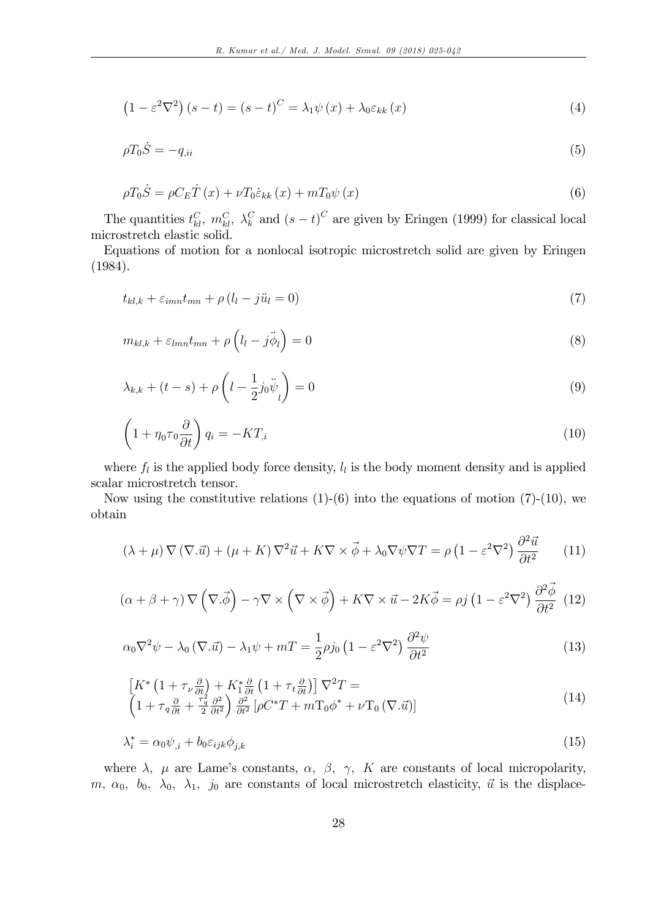$$\left(1-\varepsilon^2\nabla^2\right)(s-t)=(s-t)^C=\lambda_1\psi(x)+\lambda_0\varepsilon_{kk}(x) \tag{4}$$

$$\rho T_0\dot{S}=-q_{,ii} \tag{5}$$

$$\rho T_0\dot{S}=\rho C_E\dot{T}(x)+\nu T_0\dot{\varepsilon}_{kk}(x)+mT_0\psi(x) \tag{6}$$

The quantities $t_{kl}^C,\ m_{kl}^C,\ \lambda_k^C$ and $(s-t)^C$ are given by Eringen (1999) for classical local microstretch elastic solid.

Equations of motion for a nonlocal isotropic microstretch solid are given by Eringen (1984).

$$t_{kl,k}+\varepsilon_{imn}t_{mn}+\rho\left(l_l-j\ddot{u}_l=0\right) \tag{7}$$

$$m_{kl,k}+\varepsilon_{lmn}t_{mn}+\rho\left(l_l-j\ddot{\phi}_l\right)=0 \tag{8}$$

$$\lambda_{k,k}+(t-s)+\rho\left(l-\frac{1}{2}j_0\ddot{\psi}_l\right)=0 \tag{9}$$

$$\left(1+\eta_0\tau_0\frac{\partial}{\partial t}\right)q_i=-KT_{,i} \tag{10}$$

where $f_l$ is the applied body force density, $l_l$ is the body moment density and is applied scalar microstretch tensor.

Now using the constitutive relations (1)-(6) into the equations of motion (7)-(10), we obtain

$$(\lambda+\mu)\nabla(\nabla.\vec{u})+(\mu+K)\nabla^2\vec{u}+K\nabla\times\vec{\phi}+\lambda_0\nabla\psi\nabla T=\rho\left(1-\varepsilon^2\nabla^2\right)\frac{\partial^2\vec{u}}{\partial t^2} \tag{11}$$

$$(\alpha+\beta+\gamma)\nabla\left(\nabla.\vec{\phi}\right)-\gamma\nabla\times\left(\nabla\times\vec{\phi}\right)+K\nabla\times\vec{u}-2K\vec{\phi}=\rho j\left(1-\varepsilon^2\nabla^2\right)\frac{\partial^2\vec{\phi}}{\partial t^2} \tag{12}$$

$$\alpha_0\nabla^2\psi-\lambda_0(\nabla.\vec{u})-\lambda_1\psi+mT=\frac{1}{2}\rho j_0\left(1-\varepsilon^2\nabla^2\right)\frac{\partial^2\psi}{\partial t^2} \tag{13}$$

$$\begin{aligned}&\left[K^*\left(1+\tau_\nu\tfrac{\partial}{\partial t}\right)+K_1^*\tfrac{\partial}{\partial t}\left(1+\tau_t\tfrac{\partial}{\partial t}\right)\right]\nabla^2T=\\&\left(1+\tau_q\tfrac{\partial}{\partial t}+\tfrac{\tau_q^2}{2}\tfrac{\partial^2}{\partial t^2}\right)\tfrac{\partial^2}{\partial t^2}\left[\rho C^*T+m\mathrm{T}_0\phi^*+\nu\mathrm{T}_0(\nabla.\vec{u})\right]\end{aligned} \tag{14}$$

$$\lambda_i^*=\alpha_0\psi_{,i}+b_0\varepsilon_{ijk}\phi_{j,k} \tag{15}$$

where $\lambda,\ \mu$ are Lame's constants, $\alpha,\ \beta,\ \gamma,\ K$ are constants of local micropolarity, $m,\ \alpha_0,\ b_0,\ \lambda_0,\ \lambda_1,\ j_0$ are constants of local microstretch elasticity, $\vec{u}$ is the displace-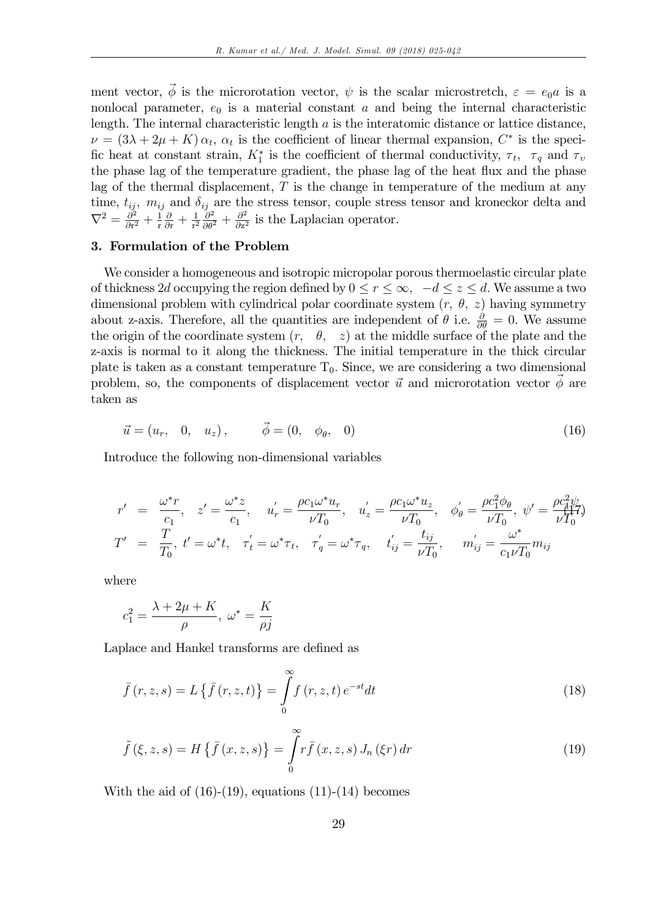ment vector, $\vec{\phi}$ is the microrotation vector, $\psi$ is the scalar microstretch, $\varepsilon = e_0 a$ is a nonlocal parameter, $e_0$ is a material constant $a$ and being the internal characteristic length. The internal characteristic length $a$ is the interatomic distance or lattice distance, $\nu = (3\lambda + 2\mu + K)\,\alpha_t$, $\alpha_t$ is the coefficient of linear thermal expansion, $C^*$ is the specific heat at constant strain, $K_1^*$ is the coefficient of thermal conductivity, $\tau_t$, $\tau_q$ and $\tau_v$ the phase lag of the temperature gradient, the phase lag of the heat flux and the phase lag of the thermal displacement, $T$ is the change in temperature of the medium at any time, $t_{ij}$, $m_{ij}$ and $\delta_{ij}$ are the stress tensor, couple stress tensor and kroneckor delta and $\nabla^2 = \frac{\partial^2}{\partial r^2} + \frac{1}{r}\frac{\partial}{\partial r} + \frac{1}{r^2}\frac{\partial^2}{\partial \theta^2} + \frac{\partial^2}{\partial z^2}$ is the Laplacian operator.

### 3. Formulation of the Problem

We consider a homogeneous and isotropic micropolar porous thermoelastic circular plate of thickness $2d$ occupying the region defined by $0 \leq r \leq \infty$, $-d \leq z \leq d$. We assume a two dimensional problem with cylindrical polar coordinate system $(r,\ \theta,\ z)$ having symmetry about z-axis. Therefore, all the quantities are independent of $\theta$ i.e. $\frac{\partial}{\partial \theta} = 0$. We assume the origin of the coordinate system $(r, \quad \theta, \quad z)$ at the middle surface of the plate and the z-axis is normal to it along the thickness. The initial temperature in the thick circular plate is taken as a constant temperature $T_0$. Since, we are considering a two dimensional problem, so, the components of displacement vector $\vec{u}$ and microrotation vector $\vec{\phi}$ are taken as

$$\vec{u} = (u_r, \quad 0, \quad u_z)\,, \qquad \vec{\phi} = (0, \quad \phi_\theta, \quad 0) \tag{16}$$

Introduce the following non-dimensional variables

$$\begin{aligned} r' &= \frac{\omega^* r}{c_1}, \quad z' = \frac{\omega^* z}{c_1}, \quad u_r' = \frac{\rho c_1 \omega^* u_r}{\nu T_0}, \quad u_z' = \frac{\rho c_1 \omega^* u_z}{\nu T_0}, \quad \phi_\theta' = \frac{\rho c_1^2 \phi_\theta}{\nu T_0}, \; \psi' = \frac{\rho c_1^2 \psi}{\nu T_0} \\ T' &= \frac{T}{T_0}, \; t' = \omega^* t, \quad \tau_t' = \omega^* \tau_t, \quad \tau_q' = \omega^* \tau_q, \quad t_{ij}' = \frac{t_{ij}}{\nu T_0}, \quad m_{ij}' = \frac{\omega^*}{c_1 \nu T_0} m_{ij} \end{aligned} \tag{17}$$

where

$$c_1^2 = \frac{\lambda + 2\mu + K}{\rho}, \; \omega^* = \frac{K}{\rho j}$$

Laplace and Hankel transforms are defined as

$$\bar{f}(r,z,s) = L\left\{\bar{f}(r,z,t)\right\} = \int_0^\infty f(r,z,t)\, e^{-st} dt \tag{18}$$

$$\tilde{f}(\xi,z,s) = H\left\{\bar{f}(x,z,s)\right\} = \int_0^\infty r \bar{f}(x,z,s)\, J_n(\xi r)\, dr \tag{19}$$

With the aid of (16)-(19), equations (11)-(14) becomes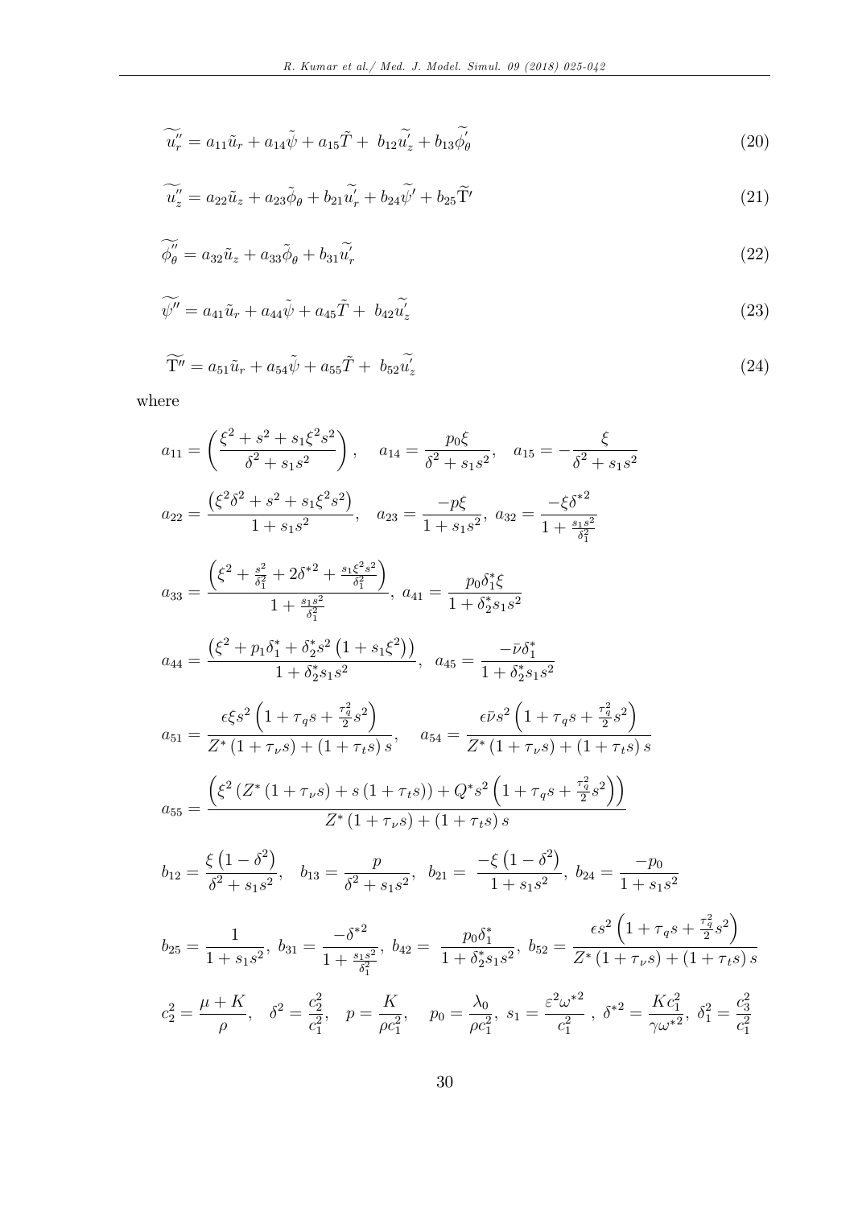$$\widetilde{u_r''} = a_{11}\tilde{u}_r + a_{14}\tilde{\psi} + a_{15}\tilde{T} + \ b_{12}\widetilde{u_z'} + b_{13}\widetilde{\phi_\theta'} \tag{20}$$

$$\widetilde{u_z''} = a_{22}\tilde{u}_z + a_{23}\tilde{\phi}_\theta + b_{21}\widetilde{u_r'} + b_{24}\widetilde{\psi'} + b_{25}\widetilde{\mathrm{T}'} \tag{21}$$

$$\widetilde{\phi_\theta''} = a_{32}\tilde{u}_z + a_{33}\tilde{\phi}_\theta + b_{31}\widetilde{u_r'} \tag{22}$$

$$\widetilde{\psi''} = a_{41}\tilde{u}_r + a_{44}\tilde{\psi} + a_{45}\tilde{T} + \ b_{42}\widetilde{u_z'} \tag{23}$$

$$\widetilde{\mathrm{T}''} = a_{51}\tilde{u}_r + a_{54}\tilde{\psi} + a_{55}\tilde{T} + \ b_{52}\widetilde{u_z'} \tag{24}$$

where

$$a_{11} = \left(\frac{\xi^2 + s^2 + s_1\xi^2 s^2}{\delta^2 + s_1 s^2}\right), \quad a_{14} = \frac{p_0\xi}{\delta^2 + s_1 s^2}, \quad a_{15} = -\frac{\xi}{\delta^2 + s_1 s^2}$$

$$a_{22} = \frac{\left(\xi^2\delta^2 + s^2 + s_1\xi^2 s^2\right)}{1 + s_1 s^2}, \quad a_{23} = \frac{-p\xi}{1 + s_1 s^2}, \ a_{32} = \frac{-\xi{\delta^*}^2}{1 + \frac{s_1 s^2}{\delta_1^2}}$$

$$a_{33} = \frac{\left(\xi^2 + \frac{s^2}{\delta_1^2} + 2{\delta^*}^2 + \frac{s_1\xi^2 s^2}{\delta_1^2}\right)}{1 + \frac{s_1 s^2}{\delta_1^2}}, \ a_{41} = \frac{p_0\delta_1^*\xi}{1 + \delta_2^* s_1 s^2}$$

$$a_{44} = \frac{\left(\xi^2 + p_1\delta_1^* + \delta_2^* s^2\left(1 + s_1\xi^2\right)\right)}{1 + \delta_2^* s_1 s^2}, \quad a_{45} = \frac{-\bar{\nu}\delta_1^*}{1 + \delta_2^* s_1 s^2}$$

$$a_{51} = \frac{\epsilon\xi s^2\left(1 + \tau_q s + \frac{\tau_q^2}{2}s^2\right)}{Z^*\left(1 + \tau_\nu s\right) + \left(1 + \tau_t s\right)s}, \quad a_{54} = \frac{\epsilon\bar{\nu}s^2\left(1 + \tau_q s + \frac{\tau_q^2}{2}s^2\right)}{Z^*\left(1 + \tau_\nu s\right) + \left(1 + \tau_t s\right)s}$$

$$a_{55} = \frac{\left(\xi^2\left(Z^*\left(1 + \tau_\nu s\right) + s\left(1 + \tau_t s\right)\right) + Q^* s^2\left(1 + \tau_q s + \frac{\tau_q^2}{2}s^2\right)\right)}{Z^*\left(1 + \tau_\nu s\right) + \left(1 + \tau_t s\right)s}$$

$$b_{12} = \frac{\xi\left(1 - \delta^2\right)}{\delta^2 + s_1 s^2}, \quad b_{13} = \frac{p}{\delta^2 + s_1 s^2}, \ \ b_{21} = \ \frac{-\xi\left(1 - \delta^2\right)}{1 + s_1 s^2}, \ b_{24} = \frac{-p_0}{1 + s_1 s^2}$$

$$b_{25} = \frac{1}{1 + s_1 s^2}, \ b_{31} = \frac{-{\delta^*}^2}{1 + \frac{s_1 s^2}{\delta_1^2}}, \ b_{42} = \ \frac{p_0\delta_1^*}{1 + \delta_2^* s_1 s^2}, \ b_{52} = \frac{\epsilon s^2\left(1 + \tau_q s + \frac{\tau_q^2}{2}s^2\right)}{Z^*\left(1 + \tau_\nu s\right) + \left(1 + \tau_t s\right)s}$$

$$c_2^2 = \frac{\mu + K}{\rho}, \quad \delta^2 = \frac{c_2^2}{c_1^2}, \quad p = \frac{K}{\rho c_1^2}, \quad p_0 = \frac{\lambda_0}{\rho c_1^2}, \ s_1 = \frac{\varepsilon^2{\omega^*}^2}{c_1^2}\ , \ {\delta^*}^2 = \frac{K c_1^2}{\gamma{\omega^*}^2}, \ \delta_1^2 = \frac{c_3^2}{c_1^2}$$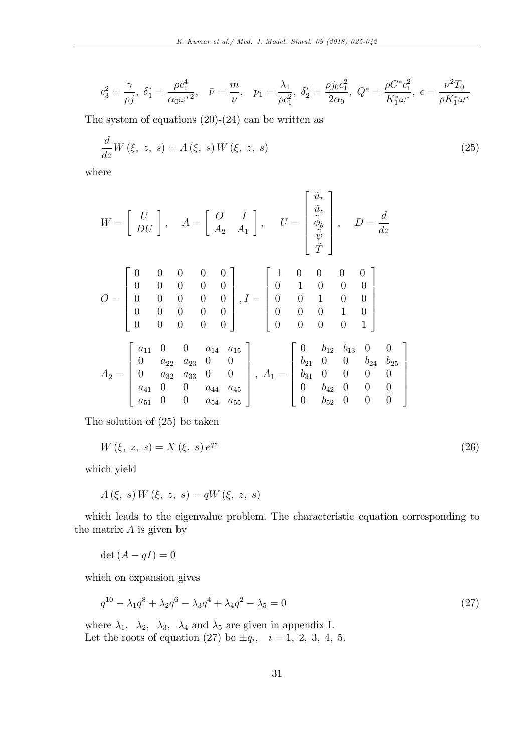$$c_3^2 = \frac{\gamma}{\rho j},\ \delta_1^* = \frac{\rho c_1^4}{\alpha_0 \omega^{*2}},\quad \bar{\nu} = \frac{m}{\nu},\quad p_1 = \frac{\lambda_1}{\rho c_1^2},\ \delta_2^* = \frac{\rho j_0 c_1^2}{2\alpha_0},\ Q^* = \frac{\rho C^* c_1^2}{K_1^* \omega^*},\ \epsilon = \frac{\nu^2 T_0}{\rho K_1^* \omega^*}$$

The system of equations (20)-(24) can be written as

$$\frac{d}{dz} W(\xi,\ z,\ s) = A(\xi,\ s)\, W(\xi,\ z,\ s) \tag{25}$$

where

$$W = \begin{bmatrix} U \\ DU \end{bmatrix},\quad A = \begin{bmatrix} O & I \\ A_2 & A_1 \end{bmatrix},\quad U = \begin{bmatrix} \tilde{u}_r \\ \tilde{u}_z \\ \tilde{\phi}_\theta \\ \tilde{\psi} \\ \tilde{T} \end{bmatrix},\quad D = \frac{d}{dz}$$

$$O = \begin{bmatrix} 0 & 0 & 0 & 0 & 0 \\ 0 & 0 & 0 & 0 & 0 \\ 0 & 0 & 0 & 0 & 0 \\ 0 & 0 & 0 & 0 & 0 \\ 0 & 0 & 0 & 0 & 0 \end{bmatrix}, I = \begin{bmatrix} 1 & 0 & 0 & 0 & 0 \\ 0 & 1 & 0 & 0 & 0 \\ 0 & 0 & 1 & 0 & 0 \\ 0 & 0 & 0 & 1 & 0 \\ 0 & 0 & 0 & 0 & 1 \end{bmatrix}$$

$$A_2 = \begin{bmatrix} a_{11} & 0 & 0 & a_{14} & a_{15} \\ 0 & a_{22} & a_{23} & 0 & 0 \\ 0 & a_{32} & a_{33} & 0 & 0 \\ a_{41} & 0 & 0 & a_{44} & a_{45} \\ a_{51} & 0 & 0 & a_{54} & a_{55} \end{bmatrix},\ A_1 = \begin{bmatrix} 0 & b_{12} & b_{13} & 0 & 0 \\ b_{21} & 0 & 0 & b_{24} & b_{25} \\ b_{31} & 0 & 0 & 0 & 0 \\ 0 & b_{42} & 0 & 0 & 0 \\ 0 & b_{52} & 0 & 0 & 0 \end{bmatrix}$$

The solution of (25) be taken

$$W(\xi,\ z,\ s) = X(\xi,\ s)\, e^{qz} \tag{26}$$

which yield

$$A(\xi,\ s)\, W(\xi,\ z,\ s) = qW(\xi,\ z,\ s)$$

which leads to the eigenvalue problem. The characteristic equation corresponding to the matrix $A$ is given by

$$\det(A - qI) = 0$$

which on expansion gives

$$q^{10} - \lambda_1 q^8 + \lambda_2 q^6 - \lambda_3 q^4 + \lambda_4 q^2 - \lambda_5 = 0 \tag{27}$$

where $\lambda_1,\ \lambda_2,\ \lambda_3,\ \lambda_4$ and $\lambda_5$ are given in appendix I.
Let the roots of equation (27) be $\pm q_i,\quad i = 1,\ 2,\ 3,\ 4,\ 5.$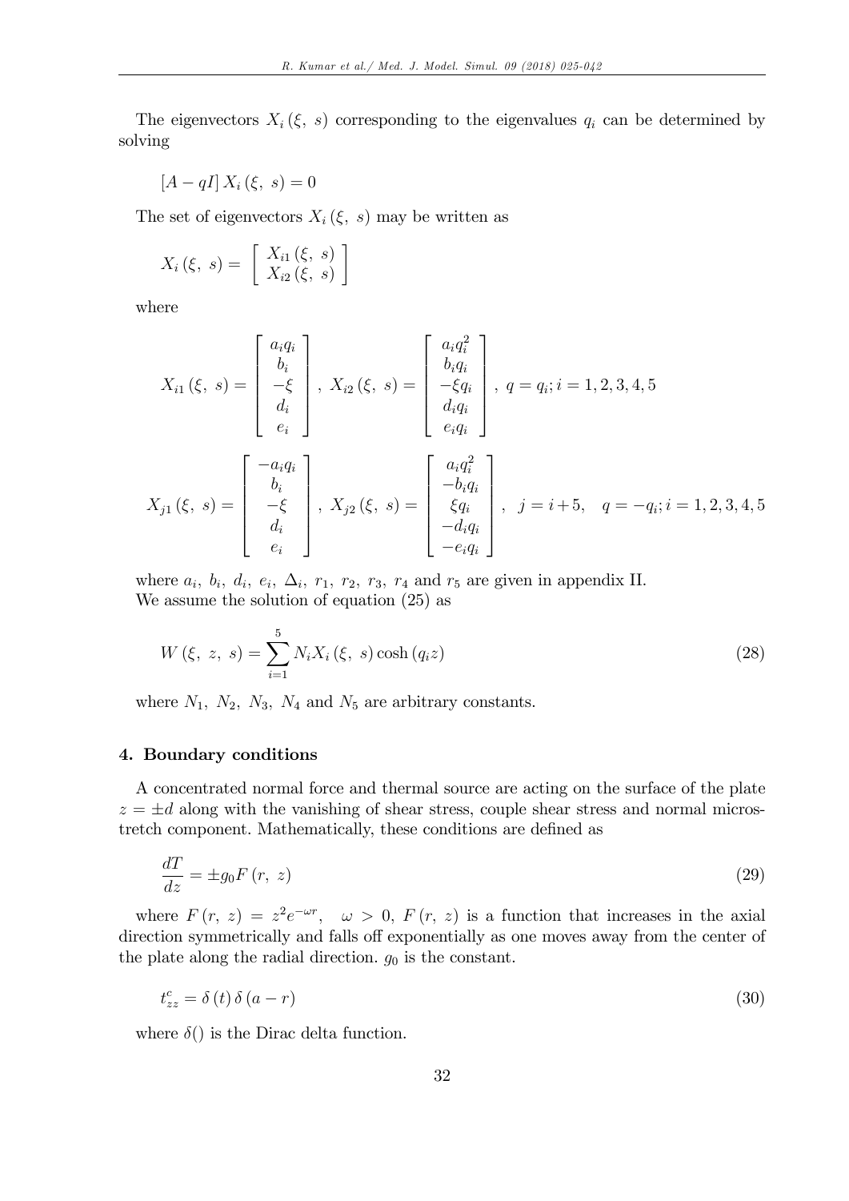The eigenvectors $X_i(\xi,\ s)$ corresponding to the eigenvalues $q_i$ can be determined by solving

$$[A - qI]\, X_i(\xi,\ s) = 0$$

The set of eigenvectors $X_i(\xi,\ s)$ may be written as

$$X_i(\xi,\ s) = \begin{bmatrix} X_{i1}(\xi,\ s) \\ X_{i2}(\xi,\ s) \end{bmatrix}$$

where

$$X_{i1}(\xi,\ s) = \begin{bmatrix} a_i q_i \\ b_i \\ -\xi \\ d_i \\ e_i \end{bmatrix},\ X_{i2}(\xi,\ s) = \begin{bmatrix} a_i q_i^2 \\ b_i q_i \\ -\xi q_i \\ d_i q_i \\ e_i q_i \end{bmatrix},\ q = q_i; i = 1, 2, 3, 4, 5$$

$$X_{j1}(\xi,\ s) = \begin{bmatrix} -a_i q_i \\ b_i \\ -\xi \\ d_i \\ e_i \end{bmatrix},\ X_{j2}(\xi,\ s) = \begin{bmatrix} a_i q_i^2 \\ -b_i q_i \\ \xi q_i \\ -d_i q_i \\ -e_i q_i \end{bmatrix},\quad j = i+5,\quad q = -q_i; i = 1, 2, 3, 4, 5$$

where $a_i,\ b_i,\ d_i,\ e_i,\ \Delta_i,\ r_1,\ r_2,\ r_3,\ r_4$ and $r_5$ are given in appendix II.
We assume the solution of equation (25) as

$$W(\xi,\ z,\ s) = \sum_{i=1}^{5} N_i X_i(\xi,\ s) \cosh(q_i z) \tag{28}$$

where $N_1,\ N_2,\ N_3,\ N_4$ and $N_5$ are arbitrary constants.

### 4. Boundary conditions

A concentrated normal force and thermal source are acting on the surface of the plate $z = \pm d$ along with the vanishing of shear stress, couple shear stress and normal microstretch component. Mathematically, these conditions are defined as

$$\frac{dT}{dz} = \pm g_0 F(r,\ z) \tag{29}$$

where $F(r,\ z) = z^2 e^{-\omega r},\quad \omega > 0,\ F(r,\ z)$ is a function that increases in the axial direction symmetrically and falls off exponentially as one moves away from the center of the plate along the radial direction. $g_0$ is the constant.

$$t_{zz}^{c} = \delta(t)\, \delta(a - r) \tag{30}$$

where $\delta()$ is the Dirac delta function.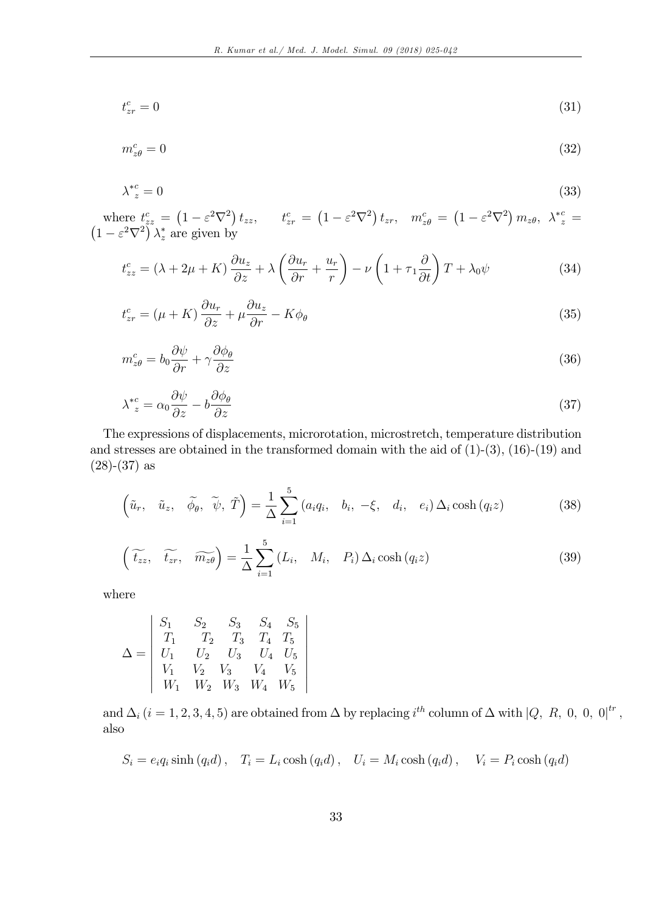$$t_{zr}^{c} = 0 \tag{31}$$

$$m_{z\theta}^{c} = 0 \tag{32}$$

$$\lambda^{*c}_{z} = 0 \tag{33}$$

where $t_{zz}^{c} = \left(1 - \varepsilon^2\nabla^2\right) t_{zz}, \quad t_{zr}^{c} = \left(1 - \varepsilon^2\nabla^2\right) t_{zr}, \quad m_{z\theta}^{c} = \left(1 - \varepsilon^2\nabla^2\right) m_{z\theta}, \ \lambda^{*c}_{z} = \left(1 - \varepsilon^2\nabla^2\right) \lambda^{*}_{z}$ are given by

$$t_{zz}^{c} = (\lambda + 2\mu + K)\frac{\partial u_z}{\partial z} + \lambda\left(\frac{\partial u_r}{\partial r} + \frac{u_r}{r}\right) - \nu\left(1 + \tau_1\frac{\partial}{\partial t}\right)T + \lambda_0\psi \tag{34}$$

$$t_{zr}^{c} = (\mu + K)\frac{\partial u_r}{\partial z} + \mu\frac{\partial u_z}{\partial r} - K\phi_\theta \tag{35}$$

$$m_{z\theta}^{c} = b_0\frac{\partial \psi}{\partial r} + \gamma\frac{\partial \phi_\theta}{\partial z} \tag{36}$$

$$\lambda^{*c}_{z} = \alpha_0\frac{\partial \psi}{\partial z} - b\frac{\partial \phi_\theta}{\partial z} \tag{37}$$

The expressions of displacements, microrotation, microstretch, temperature distribution and stresses are obtained in the transformed domain with the aid of (1)-(3), (16)-(19) and (28)-(37) as

$$\left(\tilde{u}_r, \quad \tilde{u}_z, \quad \widetilde{\phi}_\theta, \ \widetilde{\psi}, \ \tilde{T}\right) = \frac{1}{\Delta}\sum_{i=1}^{5}\left(a_i q_i, \quad b_i, \ -\xi, \quad d_i, \quad e_i\right)\Delta_i \cosh\left(q_i z\right) \tag{38}$$

$$\left(\widetilde{t_{zz}}, \quad \widetilde{t_{zr}}, \quad \widetilde{m_{z\theta}}\right) = \frac{1}{\Delta}\sum_{i=1}^{5}\left(L_i, \quad M_i, \quad P_i\right)\Delta_i \cosh\left(q_i z\right) \tag{39}$$

where

$$\Delta = \begin{vmatrix} S_1 & S_2 & S_3 & S_4 & S_5 \\ T_1 & T_2 & T_3 & T_4 & T_5 \\ U_1 & U_2 & U_3 & U_4 & U_5 \\ V_1 & V_2 & V_3 & V_4 & V_5 \\ W_1 & W_2 & W_3 & W_4 & W_5 \end{vmatrix}$$

and $\Delta_i \, (i = 1, 2, 3, 4, 5)$ are obtained from $\Delta$ by replacing $i^{th}$ column of $\Delta$ with $|Q, \ R, \ 0, \ 0, \ 0|^{tr}$, also

$$S_i = e_i q_i \sinh\left(q_i d\right), \quad T_i = L_i \cosh\left(q_i d\right), \quad U_i = M_i \cosh\left(q_i d\right), \quad V_i = P_i \cosh\left(q_i d\right)$$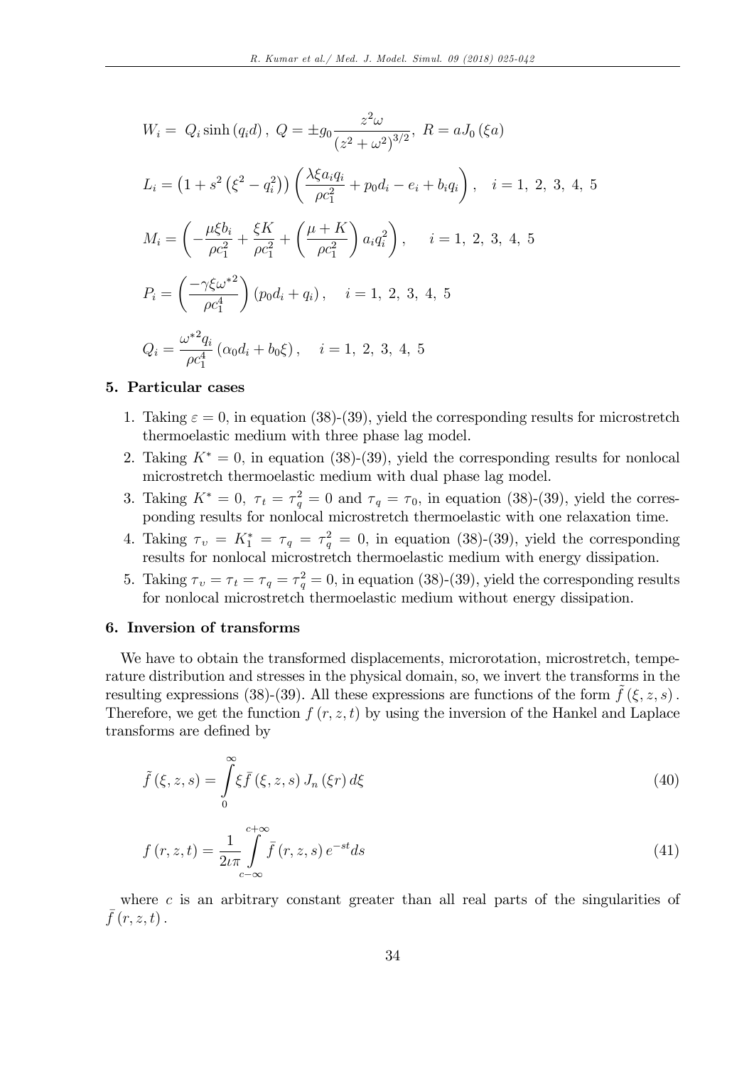$$W_i = \ Q_i \sinh \left( q_i d \right), \ Q = \pm g_0 \frac{z^2 \omega}{\left( z^2 + \omega^2 \right)^{3/2}}, \ R = a J_0 \left( \xi a \right)$$

$$L_i = \left( 1 + s^2 \left( \xi^2 - q_i^2 \right) \right) \left( \frac{\lambda \xi a_i q_i}{\rho c_1^2} + p_0 d_i - e_i + b_i q_i \right), \quad i = 1, \ 2, \ 3, \ 4, \ 5$$

$$M_i = \left( -\frac{\mu \xi b_i}{\rho c_1^2} + \frac{\xi K}{\rho c_1^2} + \left( \frac{\mu + K}{\rho c_1^2} \right) a_i q_i^2 \right), \qquad i = 1, \ 2, \ 3, \ 4, \ 5$$

$$P_i = \left( \frac{-\gamma \xi \omega^{*2}}{\rho c_1^4} \right) \left( p_0 d_i + q_i \right), \quad i = 1, \ 2, \ 3, \ 4, \ 5$$

$$Q_i = \frac{\omega^{*2} q_i}{\rho c_1^4} \left( \alpha_0 d_i + b_0 \xi \right), \quad i = 1, \ 2, \ 3, \ 4, \ 5$$

## 5. Particular cases

1. Taking $\varepsilon = 0$, in equation (38)-(39), yield the corresponding results for microstretch thermoelastic medium with three phase lag model.
2. Taking $K^* = 0$, in equation (38)-(39), yield the corresponding results for nonlocal microstretch thermoelastic medium with dual phase lag model.
3. Taking $K^* = 0$, $\tau_t = \tau_q^2 = 0$ and $\tau_q = \tau_0$, in equation (38)-(39), yield the corresponding results for nonlocal microstretch thermoelastic with one relaxation time.
4. Taking $\tau_\upsilon = K_1^* = \tau_q = \tau_q^2 = 0$, in equation (38)-(39), yield the corresponding results for nonlocal microstretch thermoelastic medium with energy dissipation.
5. Taking $\tau_\upsilon = \tau_t = \tau_q = \tau_q^2 = 0$, in equation (38)-(39), yield the corresponding results for nonlocal microstretch thermoelastic medium without energy dissipation.

## 6. Inversion of transforms

We have to obtain the transformed displacements, microrotation, microstretch, temperature distribution and stresses in the physical domain, so, we invert the transforms in the resulting expressions (38)-(39). All these expressions are functions of the form $\tilde{f}\left(\xi, z, s\right)$. Therefore, we get the function $f\left(r, z, t\right)$ by using the inversion of the Hankel and Laplace transforms are defined by

$$\tilde{f}\left(\xi, z, s\right) = \int_0^\infty \xi \bar{f}\left(\xi, z, s\right) J_n\left(\xi r\right) d\xi \tag{40}$$

$$f\left(r, z, t\right) = \frac{1}{2\iota\pi} \int_{c-\infty}^{c+\infty} \bar{f}\left(r, z, s\right) e^{-st} ds \tag{41}$$

where $c$ is an arbitrary constant greater than all real parts of the singularities of $\bar{f}\left(r, z, t\right)$.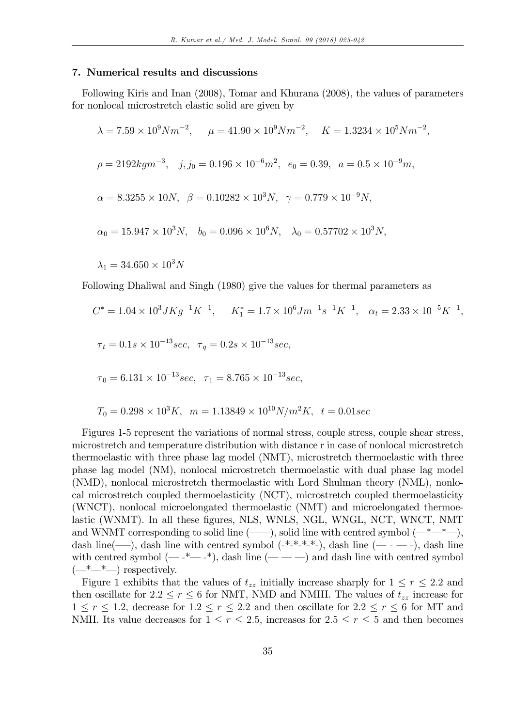### 7. Numerical results and discussions

Following Kiris and Inan (2008), Tomar and Khurana (2008), the values of parameters for nonlocal microstretch elastic solid are given by

$$\lambda = 7.59 \times 10^9 Nm^{-2}, \quad \mu = 41.90 \times 10^9 Nm^{-2}, \quad K = 1.3234 \times 10^5 Nm^{-2},$$

$$\rho = 2192 kgm^{-3}, \quad j, j_0 = 0.196 \times 10^{-6} m^2, \quad e_0 = 0.39, \quad a = 0.5 \times 10^{-9} m,$$

$$\alpha = 8.3255 \times 10N, \quad \beta = 0.10282 \times 10^3 N, \quad \gamma = 0.779 \times 10^{-9} N,$$

$$\alpha_0 = 15.947 \times 10^3 N, \quad b_0 = 0.096 \times 10^6 N, \quad \lambda_0 = 0.57702 \times 10^3 N,$$

$$\lambda_1 = 34.650 \times 10^3 N$$

Following Dhaliwal and Singh (1980) give the values for thermal parameters as

$$C^* = 1.04 \times 10^3 JKg^{-1}K^{-1}, \quad K_1^* = 1.7 \times 10^6 Jm^{-1}s^{-1}K^{-1}, \quad \alpha_t = 2.33 \times 10^{-5} K^{-1},$$

$$\tau_t = 0.1s \times 10^{-13} sec, \quad \tau_q = 0.2s \times 10^{-13} sec,$$

$$\tau_0 = 6.131 \times 10^{-13} sec, \quad \tau_1 = 8.765 \times 10^{-13} sec,$$

$$T_0 = 0.298 \times 10^3 K, \quad m = 1.13849 \times 10^{10} N/m^2 K, \quad t = 0.01 sec$$

Figures 1-5 represent the variations of normal stress, couple stress, couple shear stress, microstretch and temperature distribution with distance r in case of nonlocal microstretch thermoelastic with three phase lag model (NMT), microstretch thermoelastic with three phase lag model (NM), nonlocal microstretch thermoelastic with dual phase lag model (NMD), nonlocal microstretch thermoelastic with Lord Shulman theory (NML), nonlocal microstretch coupled thermoelasticity (NCT), microstretch coupled thermoelasticity (WNCT), nonlocal microelongated thermoelastic (NMT) and microelongated thermoelastic (WNMT). In all these figures, NLS, WNLS, NGL, WNGL, NCT, WNCT, NMT and WNMT corresponding to solid line (——), solid line with centred symbol (—*—*—), dash line(—–), dash line with centred symbol (-*-*-*-*-), dash line (— - — -), dash line with centred symbol (— -*— -*), dash line (— — —) and dash line with centred symbol (—*—*—) respectively.

Figure 1 exhibits that the values of $t_{zz}$ initially increase sharply for $1 \leq r \leq 2.2$ and then oscillate for $2.2 \leq r \leq 6$ for NMT, NMD and NMIII. The values of $t_{zz}$ increase for $1 \leq r \leq 1.2$, decrease for $1.2 \leq r \leq 2.2$ and then oscillate for $2.2 \leq r \leq 6$ for MT and NMII. Its value decreases for $1 \leq r \leq 2.5$, increases for $2.5 \leq r \leq 5$ and then becomes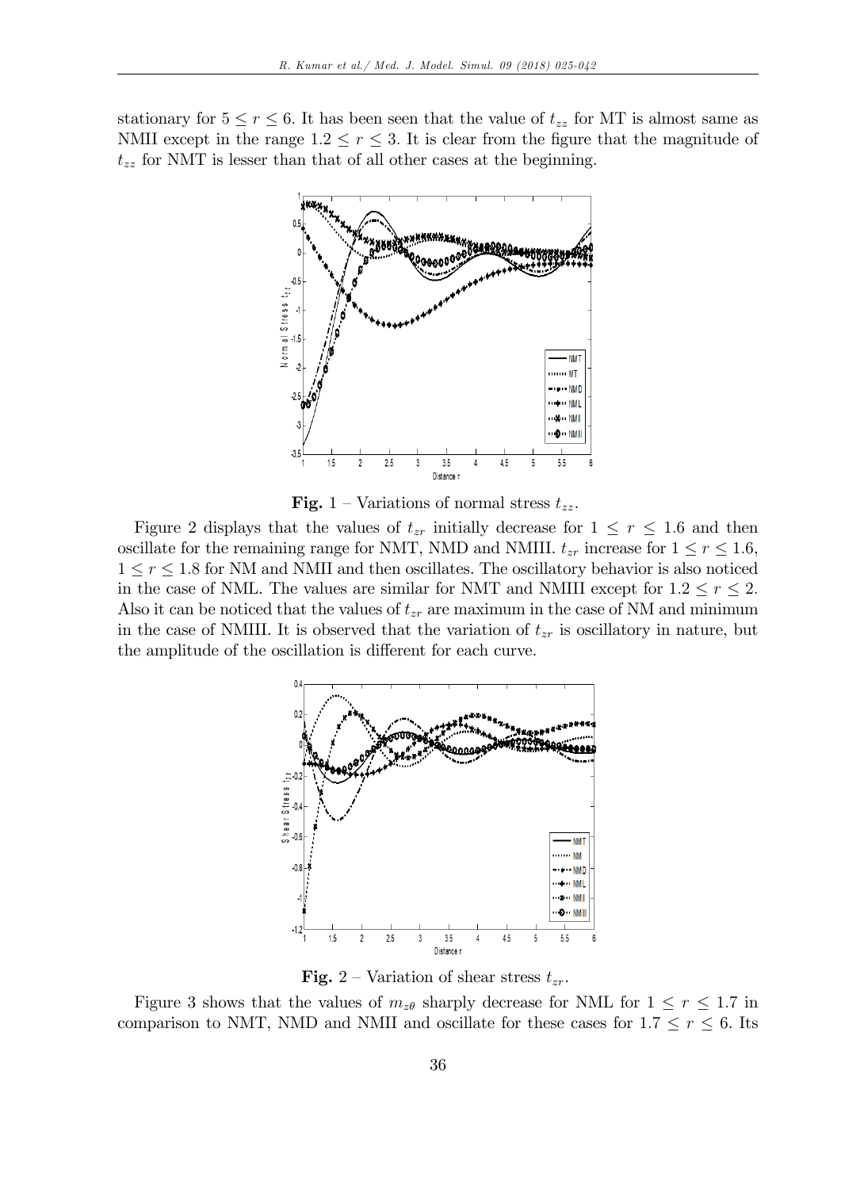stationary for $5 \leq r \leq 6$. It has been seen that the value of $t_{zz}$ for MT is almost same as NMII except in the range $1.2 \leq r \leq 3$. It is clear from the figure that the magnitude of $t_{zz}$ for NMT is lesser than that of all other cases at the beginning.

**Fig. 1** – Variations of normal stress $t_{zz}$.

Figure 2 displays that the values of $t_{zr}$ initially decrease for $1 \leq r \leq 1.6$ and then oscillate for the remaining range for NMT, NMD and NMIII. $t_{zr}$ increase for $1 \leq r \leq 1.6$, $1 \leq r \leq 1.8$ for NM and NMII and then oscillates. The oscillatory behavior is also noticed in the case of NML. The values are similar for NMT and NMIII except for $1.2 \leq r \leq 2$. Also it can be noticed that the values of $t_{zr}$ are maximum in the case of NM and minimum in the case of NMIII. It is observed that the variation of $t_{zr}$ is oscillatory in nature, but the amplitude of the oscillation is different for each curve.

**Fig. 2** – Variation of shear stress $t_{zr}$.

Figure 3 shows that the values of $m_{z\theta}$ sharply decrease for NML for $1 \leq r \leq 1.7$ in comparison to NMT, NMD and NMII and oscillate for these cases for $1.7 \leq r \leq 6$. Its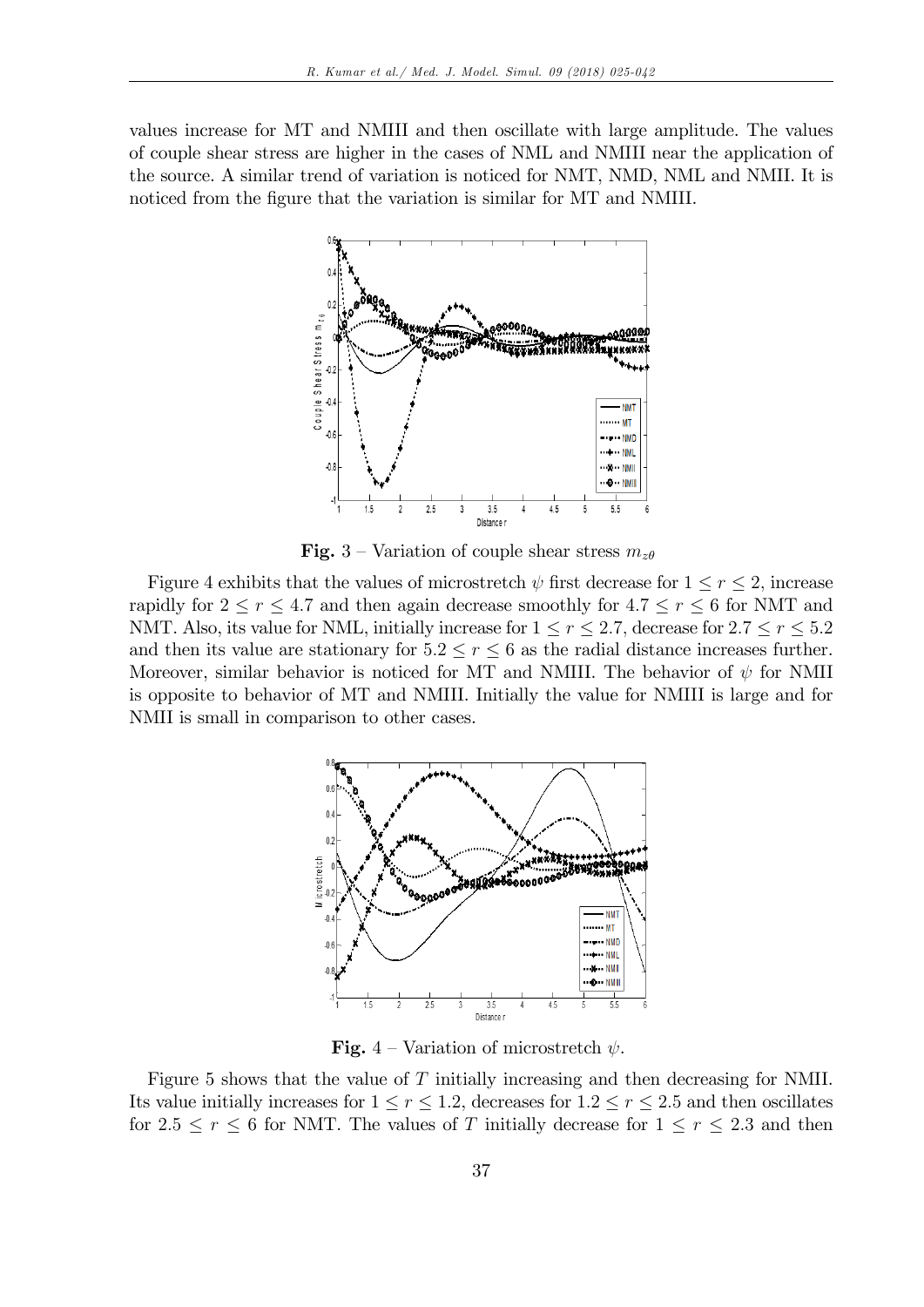values increase for MT and NMIII and then oscillate with large amplitude. The values of couple shear stress are higher in the cases of NML and NMIII near the application of the source. A similar trend of variation is noticed for NMT, NMD, NML and NMII. It is noticed from the figure that the variation is similar for MT and NMIII.

**Fig.** 3 – Variation of couple shear stress $m_{z\theta}$

Figure 4 exhibits that the values of microstretch $\psi$ first decrease for $1 \leq r \leq 2$, increase rapidly for $2 \leq r \leq 4.7$ and then again decrease smoothly for $4.7 \leq r \leq 6$ for NMT and NMT. Also, its value for NML, initially increase for $1 \leq r \leq 2.7$, decrease for $2.7 \leq r \leq 5.2$ and then its value are stationary for $5.2 \leq r \leq 6$ as the radial distance increases further. Moreover, similar behavior is noticed for MT and NMIII. The behavior of $\psi$ for NMII is opposite to behavior of MT and NMIII. Initially the value for NMIII is large and for NMII is small in comparison to other cases.

**Fig.** 4 – Variation of microstretch $\psi$.

Figure 5 shows that the value of $T$ initially increasing and then decreasing for NMII. Its value initially increases for $1 \leq r \leq 1.2$, decreases for $1.2 \leq r \leq 2.5$ and then oscillates for $2.5 \leq r \leq 6$ for NMT. The values of $T$ initially decrease for $1 \leq r \leq 2.3$ and then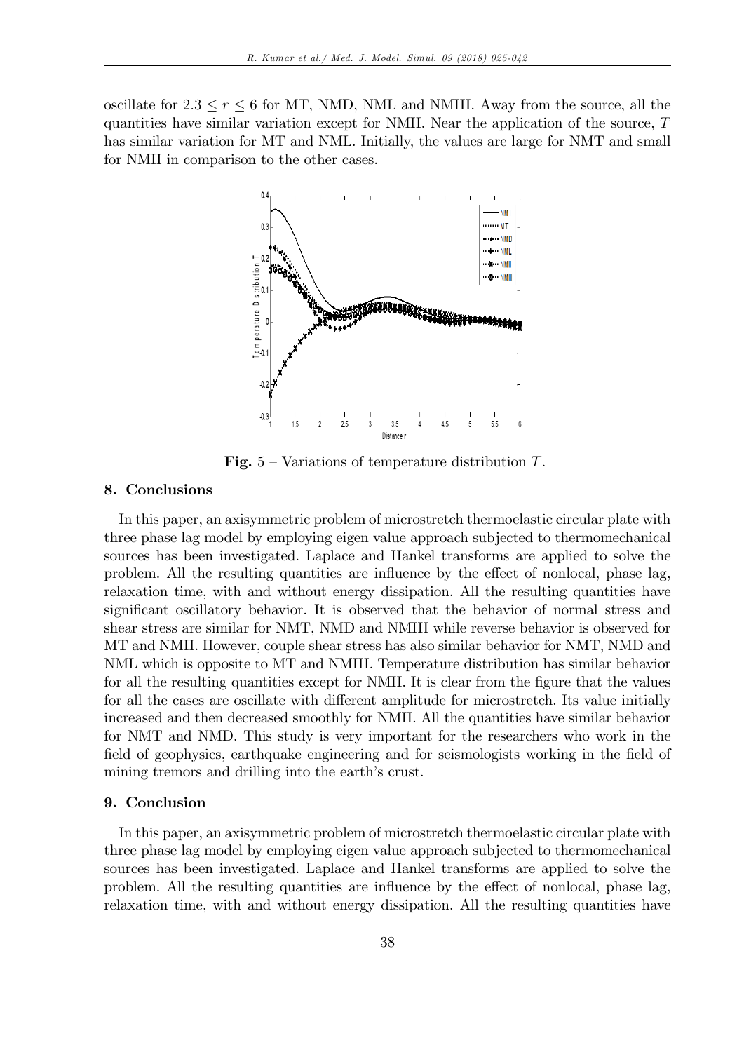oscillate for $2.3 \leq r \leq 6$ for MT, NMD, NML and NMIII. Away from the source, all the quantities have similar variation except for NMII. Near the application of the source, $T$ has similar variation for MT and NML. Initially, the values are large for NMT and small for NMII in comparison to the other cases.

**Fig.** 5 – Variations of temperature distribution $T$.

## 8. Conclusions

In this paper, an axisymmetric problem of microstretch thermoelastic circular plate with three phase lag model by employing eigen value approach subjected to thermomechanical sources has been investigated. Laplace and Hankel transforms are applied to solve the problem. All the resulting quantities are influence by the effect of nonlocal, phase lag, relaxation time, with and without energy dissipation. All the resulting quantities have significant oscillatory behavior. It is observed that the behavior of normal stress and shear stress are similar for NMT, NMD and NMIII while reverse behavior is observed for MT and NMII. However, couple shear stress has also similar behavior for NMT, NMD and NML which is opposite to MT and NMIII. Temperature distribution has similar behavior for all the resulting quantities except for NMII. It is clear from the figure that the values for all the cases are oscillate with different amplitude for microstretch. Its value initially increased and then decreased smoothly for NMII. All the quantities have similar behavior for NMT and NMD. This study is very important for the researchers who work in the field of geophysics, earthquake engineering and for seismologists working in the field of mining tremors and drilling into the earth's crust.

## 9. Conclusion

In this paper, an axisymmetric problem of microstretch thermoelastic circular plate with three phase lag model by employing eigen value approach subjected to thermomechanical sources has been investigated. Laplace and Hankel transforms are applied to solve the problem. All the resulting quantities are influence by the effect of nonlocal, phase lag, relaxation time, with and without energy dissipation. All the resulting quantities have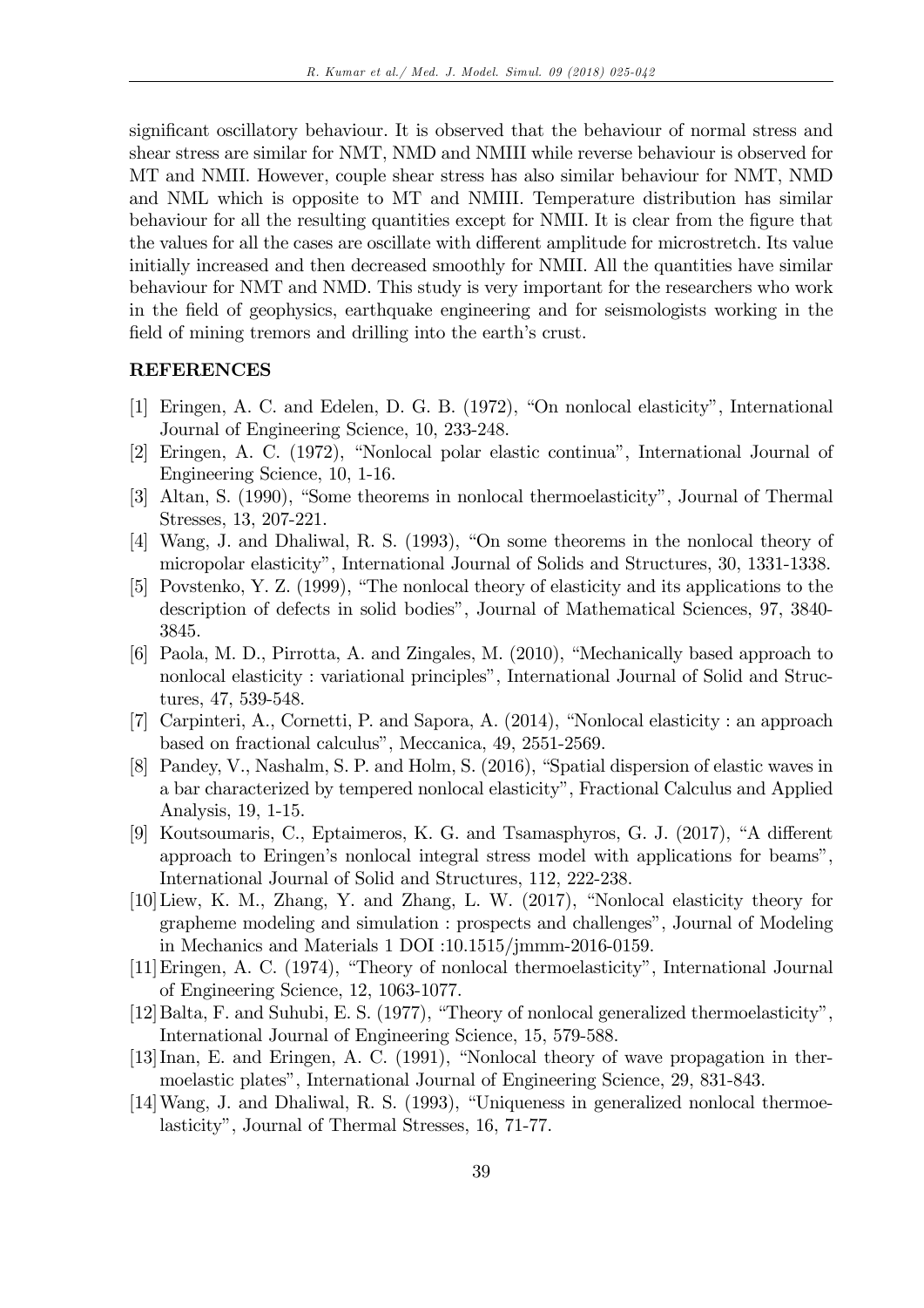significant oscillatory behaviour. It is observed that the behaviour of normal stress and shear stress are similar for NMT, NMD and NMIII while reverse behaviour is observed for MT and NMII. However, couple shear stress has also similar behaviour for NMT, NMD and NML which is opposite to MT and NMIII. Temperature distribution has similar behaviour for all the resulting quantities except for NMII. It is clear from the figure that the values for all the cases are oscillate with different amplitude for microstretch. Its value initially increased and then decreased smoothly for NMII. All the quantities have similar behaviour for NMT and NMD. This study is very important for the researchers who work in the field of geophysics, earthquake engineering and for seismologists working in the field of mining tremors and drilling into the earth's crust.

## REFERENCES

[1] Eringen, A. C. and Edelen, D. G. B. (1972), "On nonlocal elasticity", International Journal of Engineering Science, 10, 233-248.

[2] Eringen, A. C. (1972), "Nonlocal polar elastic continua", International Journal of Engineering Science, 10, 1-16.

[3] Altan, S. (1990), "Some theorems in nonlocal thermoelasticity", Journal of Thermal Stresses, 13, 207-221.

[4] Wang, J. and Dhaliwal, R. S. (1993), "On some theorems in the nonlocal theory of micropolar elasticity", International Journal of Solids and Structures, 30, 1331-1338.

[5] Povstenko, Y. Z. (1999), "The nonlocal theory of elasticity and its applications to the description of defects in solid bodies", Journal of Mathematical Sciences, 97, 3840-3845.

[6] Paola, M. D., Pirrotta, A. and Zingales, M. (2010), "Mechanically based approach to nonlocal elasticity : variational principles", International Journal of Solid and Structures, 47, 539-548.

[7] Carpinteri, A., Cornetti, P. and Sapora, A. (2014), "Nonlocal elasticity : an approach based on fractional calculus", Meccanica, 49, 2551-2569.

[8] Pandey, V., Nashalm, S. P. and Holm, S. (2016), "Spatial dispersion of elastic waves in a bar characterized by tempered nonlocal elasticity", Fractional Calculus and Applied Analysis, 19, 1-15.

[9] Koutsoumaris, C., Eptaimeros, K. G. and Tsamasphyros, G. J. (2017), "A different approach to Eringen's nonlocal integral stress model with applications for beams", International Journal of Solid and Structures, 112, 222-238.

[10] Liew, K. M., Zhang, Y. and Zhang, L. W. (2017), "Nonlocal elasticity theory for grapheme modeling and simulation : prospects and challenges", Journal of Modeling in Mechanics and Materials 1 DOI :10.1515/jmmm-2016-0159.

[11] Eringen, A. C. (1974), "Theory of nonlocal thermoelasticity", International Journal of Engineering Science, 12, 1063-1077.

[12] Balta, F. and Suhubi, E. S. (1977), "Theory of nonlocal generalized thermoelasticity", International Journal of Engineering Science, 15, 579-588.

[13] Inan, E. and Eringen, A. C. (1991), "Nonlocal theory of wave propagation in thermoelastic plates", International Journal of Engineering Science, 29, 831-843.

[14] Wang, J. and Dhaliwal, R. S. (1993), "Uniqueness in generalized nonlocal thermoelasticity", Journal of Thermal Stresses, 16, 71-77.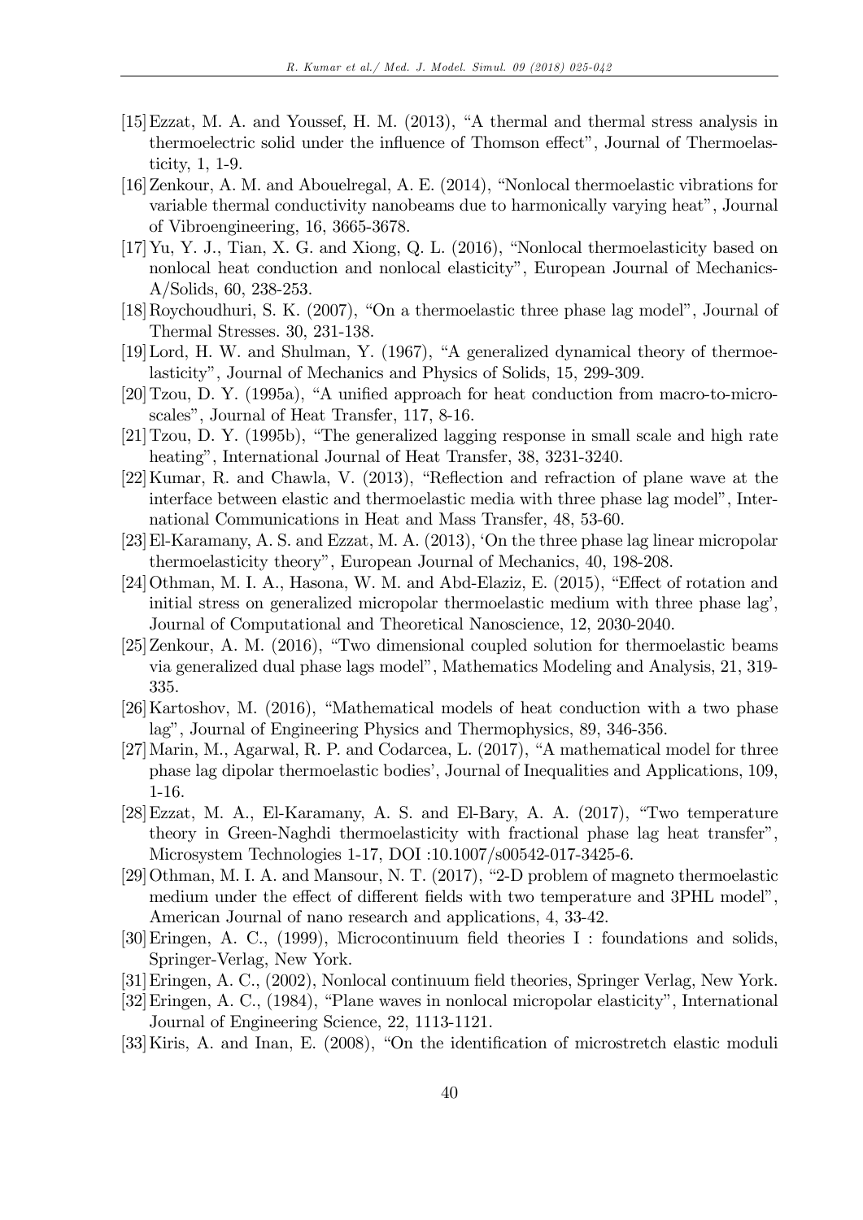[15] Ezzat, M. A. and Youssef, H. M. (2013), "A thermal and thermal stress analysis in thermoelectric solid under the influence of Thomson effect", Journal of Thermoelasticity, 1, 1-9.

[16] Zenkour, A. M. and Abouelregal, A. E. (2014), "Nonlocal thermoelastic vibrations for variable thermal conductivity nanobeams due to harmonically varying heat", Journal of Vibroengineering, 16, 3665-3678.

[17] Yu, Y. J., Tian, X. G. and Xiong, Q. L. (2016), "Nonlocal thermoelasticity based on nonlocal heat conduction and nonlocal elasticity", European Journal of Mechanics-A/Solids, 60, 238-253.

[18] Roychoudhuri, S. K. (2007), "On a thermoelastic three phase lag model", Journal of Thermal Stresses. 30, 231-138.

[19] Lord, H. W. and Shulman, Y. (1967), "A generalized dynamical theory of thermoelasticity", Journal of Mechanics and Physics of Solids, 15, 299-309.

[20] Tzou, D. Y. (1995a), "A unified approach for heat conduction from macro-to-micro-scales", Journal of Heat Transfer, 117, 8-16.

[21] Tzou, D. Y. (1995b), "The generalized lagging response in small scale and high rate heating", International Journal of Heat Transfer, 38, 3231-3240.

[22] Kumar, R. and Chawla, V. (2013), "Reflection and refraction of plane wave at the interface between elastic and thermoelastic media with three phase lag model", International Communications in Heat and Mass Transfer, 48, 53-60.

[23] El-Karamany, A. S. and Ezzat, M. A. (2013), 'On the three phase lag linear micropolar thermoelasticity theory", European Journal of Mechanics, 40, 198-208.

[24] Othman, M. I. A., Hasona, W. M. and Abd-Elaziz, E. (2015), "Effect of rotation and initial stress on generalized micropolar thermoelastic medium with three phase lag', Journal of Computational and Theoretical Nanoscience, 12, 2030-2040.

[25] Zenkour, A. M. (2016), "Two dimensional coupled solution for thermoelastic beams via generalized dual phase lags model", Mathematics Modeling and Analysis, 21, 319-335.

[26] Kartoshov, M. (2016), "Mathematical models of heat conduction with a two phase lag", Journal of Engineering Physics and Thermophysics, 89, 346-356.

[27] Marin, M., Agarwal, R. P. and Codarcea, L. (2017), "A mathematical model for three phase lag dipolar thermoelastic bodies', Journal of Inequalities and Applications, 109, 1-16.

[28] Ezzat, M. A., El-Karamany, A. S. and El-Bary, A. A. (2017), "Two temperature theory in Green-Naghdi thermoelasticity with fractional phase lag heat transfer", Microsystem Technologies 1-17, DOI :10.1007/s00542-017-3425-6.

[29] Othman, M. I. A. and Mansour, N. T. (2017), "2-D problem of magneto thermoelastic medium under the effect of different fields with two temperature and 3PHL model", American Journal of nano research and applications, 4, 33-42.

[30] Eringen, A. C., (1999), Microcontinuum field theories I : foundations and solids, Springer-Verlag, New York.

[31] Eringen, A. C., (2002), Nonlocal continuum field theories, Springer Verlag, New York.

[32] Eringen, A. C., (1984), "Plane waves in nonlocal micropolar elasticity", International Journal of Engineering Science, 22, 1113-1121.

[33] Kiris, A. and Inan, E. (2008), "On the identification of microstretch elastic moduli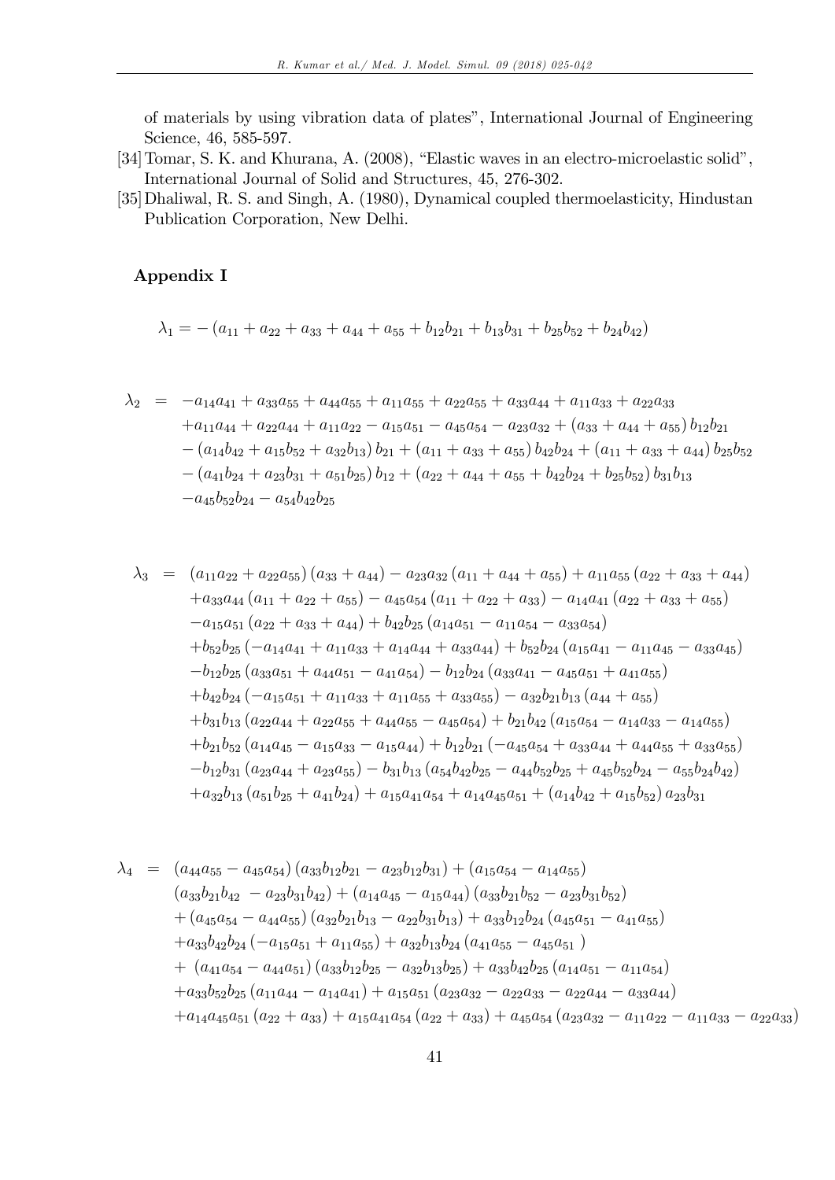of materials by using vibration data of plates", International Journal of Engineering Science, 46, 585-597.

[34] Tomar, S. K. and Khurana, A. (2008), "Elastic waves in an electro-microelastic solid", International Journal of Solid and Structures, 45, 276-302.

[35] Dhaliwal, R. S. and Singh, A. (1980), Dynamical coupled thermoelasticity, Hindustan Publication Corporation, New Delhi.

## Appendix I

$$\lambda_1 = -\left(a_{11} + a_{22} + a_{33} + a_{44} + a_{55} + b_{12}b_{21} + b_{13}b_{31} + b_{25}b_{52} + b_{24}b_{42}\right)$$

$$\begin{aligned}
\lambda_2 \;=\; & -a_{14}a_{41} + a_{33}a_{55} + a_{44}a_{55} + a_{11}a_{55} + a_{22}a_{55} + a_{33}a_{44} + a_{11}a_{33} + a_{22}a_{33} \\
& + a_{11}a_{44} + a_{22}a_{44} + a_{11}a_{22} - a_{15}a_{51} - a_{45}a_{54} - a_{23}a_{32} + \left(a_{33} + a_{44} + a_{55}\right) b_{12}b_{21} \\
& - \left(a_{14}b_{42} + a_{15}b_{52} + a_{32}b_{13}\right) b_{21} + \left(a_{11} + a_{33} + a_{55}\right) b_{42}b_{24} + \left(a_{11} + a_{33} + a_{44}\right) b_{25}b_{52} \\
& - \left(a_{41}b_{24} + a_{23}b_{31} + a_{51}b_{25}\right) b_{12} + \left(a_{22} + a_{44} + a_{55} + b_{42}b_{24} + b_{25}b_{52}\right) b_{31}b_{13} \\
& - a_{45}b_{52}b_{24} - a_{54}b_{42}b_{25}
\end{aligned}$$

$$\begin{aligned}
\lambda_3 \;=\; & \left(a_{11}a_{22} + a_{22}a_{55}\right)\left(a_{33} + a_{44}\right) - a_{23}a_{32}\left(a_{11} + a_{44} + a_{55}\right) + a_{11}a_{55}\left(a_{22} + a_{33} + a_{44}\right) \\
& + a_{33}a_{44}\left(a_{11} + a_{22} + a_{55}\right) - a_{45}a_{54}\left(a_{11} + a_{22} + a_{33}\right) - a_{14}a_{41}\left(a_{22} + a_{33} + a_{55}\right) \\
& - a_{15}a_{51}\left(a_{22} + a_{33} + a_{44}\right) + b_{42}b_{25}\left(a_{14}a_{51} - a_{11}a_{54} - a_{33}a_{54}\right) \\
& + b_{52}b_{25}\left(-a_{14}a_{41} + a_{11}a_{33} + a_{14}a_{44} + a_{33}a_{44}\right) + b_{52}b_{24}\left(a_{15}a_{41} - a_{11}a_{45} - a_{33}a_{45}\right) \\
& - b_{12}b_{25}\left(a_{33}a_{51} + a_{44}a_{51} - a_{41}a_{54}\right) - b_{12}b_{24}\left(a_{33}a_{41} - a_{45}a_{51} + a_{41}a_{55}\right) \\
& + b_{42}b_{24}\left(-a_{15}a_{51} + a_{11}a_{33} + a_{11}a_{55} + a_{33}a_{55}\right) - a_{32}b_{21}b_{13}\left(a_{44} + a_{55}\right) \\
& + b_{31}b_{13}\left(a_{22}a_{44} + a_{22}a_{55} + a_{44}a_{55} - a_{45}a_{54}\right) + b_{21}b_{42}\left(a_{15}a_{54} - a_{14}a_{33} - a_{14}a_{55}\right) \\
& + b_{21}b_{52}\left(a_{14}a_{45} - a_{15}a_{33} - a_{15}a_{44}\right) + b_{12}b_{21}\left(-a_{45}a_{54} + a_{33}a_{44} + a_{44}a_{55} + a_{33}a_{55}\right) \\
& - b_{12}b_{31}\left(a_{23}a_{44} + a_{23}a_{55}\right) - b_{31}b_{13}\left(a_{54}b_{42}b_{25} - a_{44}b_{52}b_{25} + a_{45}b_{52}b_{24} - a_{55}b_{24}b_{42}\right) \\
& + a_{32}b_{13}\left(a_{51}b_{25} + a_{41}b_{24}\right) + a_{15}a_{41}a_{54} + a_{14}a_{45}a_{51} + \left(a_{14}b_{42} + a_{15}b_{52}\right) a_{23}b_{31}
\end{aligned}$$

$$\begin{aligned}
\lambda_4 \;=\; & \left(a_{44}a_{55} - a_{45}a_{54}\right)\left(a_{33}b_{12}b_{21} - a_{23}b_{12}b_{31}\right) + \left(a_{15}a_{54} - a_{14}a_{55}\right) \\
& \left(a_{33}b_{21}b_{42} - a_{23}b_{31}b_{42}\right) + \left(a_{14}a_{45} - a_{15}a_{44}\right)\left(a_{33}b_{21}b_{52} - a_{23}b_{31}b_{52}\right) \\
& + \left(a_{45}a_{54} - a_{44}a_{55}\right)\left(a_{32}b_{21}b_{13} - a_{22}b_{31}b_{13}\right) + a_{33}b_{12}b_{24}\left(a_{45}a_{51} - a_{41}a_{55}\right) \\
& + a_{33}b_{42}b_{24}\left(-a_{15}a_{51} + a_{11}a_{55}\right) + a_{32}b_{13}b_{24}\left(a_{41}a_{55} - a_{45}a_{51}\right) \\
& + \left(a_{41}a_{54} - a_{44}a_{51}\right)\left(a_{33}b_{12}b_{25} - a_{32}b_{13}b_{25}\right) + a_{33}b_{42}b_{25}\left(a_{14}a_{51} - a_{11}a_{54}\right) \\
& + a_{33}b_{52}b_{25}\left(a_{11}a_{44} - a_{14}a_{41}\right) + a_{15}a_{51}\left(a_{23}a_{32} - a_{22}a_{33} - a_{22}a_{44} - a_{33}a_{44}\right) \\
& + a_{14}a_{45}a_{51}\left(a_{22} + a_{33}\right) + a_{15}a_{41}a_{54}\left(a_{22} + a_{33}\right) + a_{45}a_{54}\left(a_{23}a_{32} - a_{11}a_{22} - a_{11}a_{33} - a_{22}a_{33}\right)
\end{aligned}$$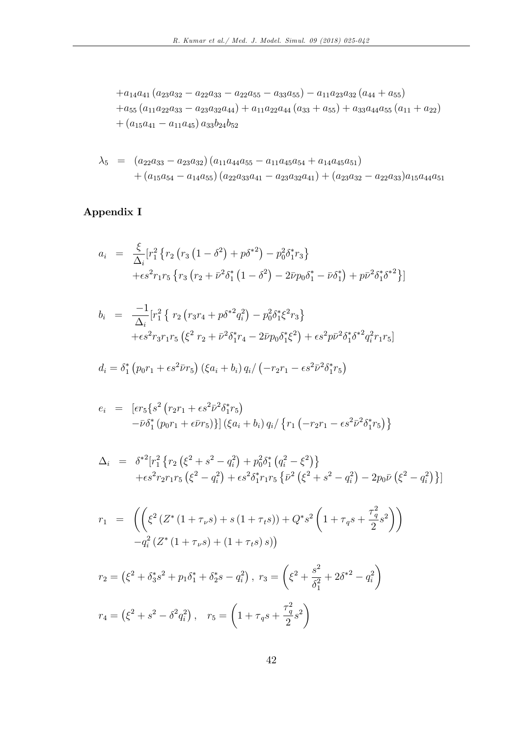$$
\begin{aligned}
&+a_{14}a_{41}\left(a_{23}a_{32}-a_{22}a_{33}-a_{22}a_{55}-a_{33}a_{55}\right)-a_{11}a_{23}a_{32}\left(a_{44}+a_{55}\right)\\
&+a_{55}\left(a_{11}a_{22}a_{33}-a_{23}a_{32}a_{44}\right)+a_{11}a_{22}a_{44}\left(a_{33}+a_{55}\right)+a_{33}a_{44}a_{55}\left(a_{11}+a_{22}\right)\\
&+\left(a_{15}a_{41}-a_{11}a_{45}\right)a_{33}b_{24}b_{52}
\end{aligned}
$$

$$
\begin{aligned}
\lambda_5 \;=\;& \left(a_{22}a_{33}-a_{23}a_{32}\right)\left(a_{11}a_{44}a_{55}-a_{11}a_{45}a_{54}+a_{14}a_{45}a_{51}\right)\\
&+\left(a_{15}a_{54}-a_{14}a_{55}\right)\left(a_{22}a_{33}a_{41}-a_{23}a_{32}a_{41}\right)+\left(a_{23}a_{32}-a_{22}a_{33}\right)a_{15}a_{44}a_{51}
\end{aligned}
$$

## Appendix I

$$
\begin{aligned}
a_i \;=\;& \frac{\xi}{\Delta_i}[r_1^2\left\{r_2\left(r_3\left(1-\delta^2\right)+p\delta^{*2}\right)-p_0^2\delta_1^* r_3\right\}\\
&+\epsilon s^2 r_1 r_5\left\{r_3\left(r_2+\bar{\nu}^2\delta_1^*\left(1-\delta^2\right)-2\bar{\nu}p_0\delta_1^*-\bar{\nu}\delta_1^*\right)+p\bar{\nu}^2\delta_1^*\delta^{*2}\right\}]
\end{aligned}
$$

$$
\begin{aligned}
b_i \;=\;& \frac{-1}{\Delta_i}[r_1^2\left\{\,r_2\left(r_3 r_4+p\delta^{*2}q_i^2\right)-p_0^2\delta_1^*\xi^2 r_3\right\}\\
&+\epsilon s^2 r_3 r_1 r_5\left(\xi^2\,r_2+\bar{\nu}^2\delta_1^* r_4-2\bar{\nu}p_0\delta_1^*\xi^2\right)+\epsilon s^2 p\bar{\nu}^2\delta_1^*\delta^{*2}q_i^2 r_1 r_5]
\end{aligned}
$$

$$
d_i=\delta_1^*\left(p_0 r_1+\epsilon s^2\bar{\nu}r_5\right)\left(\xi a_i+b_i\right)q_i/\left(-r_2 r_1-\epsilon s^2\bar{\nu}^2\delta_1^* r_5\right)
$$

$$
\begin{aligned}
e_i \;=\;& [\epsilon r_5\{s^2\left(r_2 r_1+\epsilon s^2\bar{\nu}^2\delta_1^* r_5\right)\\
&-\bar{\nu}\delta_1^*\left(p_0 r_1+\epsilon\bar{\nu}r_5\right)\}]\left(\xi a_i+b_i\right)q_i/\left\{r_1\left(-r_2 r_1-\epsilon s^2\bar{\nu}^2\delta_1^* r_5\right)\right\}
\end{aligned}
$$

$$
\begin{aligned}
\Delta_i \;=\;& \delta^{*2}[r_1^2\left\{r_2\left(\xi^2+s^2-q_i^2\right)+p_0^2\delta_1^*\left(q_i^2-\xi^2\right)\right\}\\
&+\epsilon s^2 r_2 r_1 r_5\left(\xi^2-q_i^2\right)+\epsilon s^2\delta_1^* r_1 r_5\left\{\bar{\nu}^2\left(\xi^2+s^2-q_i^2\right)-2p_0\bar{\nu}\left(\xi^2-q_i^2\right)\right\}]
\end{aligned}
$$

$$
\begin{aligned}
r_1 \;=\;& \left(\left(\xi^2\left(Z^*\left(1+\tau_\nu s\right)+s\left(1+\tau_t s\right)\right)+Q^* s^2\left(1+\tau_q s+\frac{\tau_q^2}{2}s^2\right)\right)\right.\\
&\left.-q_i^2\left(Z^*\left(1+\tau_\nu s\right)+\left(1+\tau_t s\right)s\right)\right)
\end{aligned}
$$

$$
r_2=\left(\xi^2+\delta_3^* s^2+p_1\delta_1^*+\delta_2^* s-q_i^2\right),\;r_3=\left(\xi^2+\frac{s^2}{\delta_1^2}+2\delta^{*2}-q_i^2\right)
$$

$$
r_4=\left(\xi^2+s^2-\delta^2 q_i^2\right),\quad r_5=\left(1+\tau_q s+\frac{\tau_q^2}{2}s^2\right)
$$